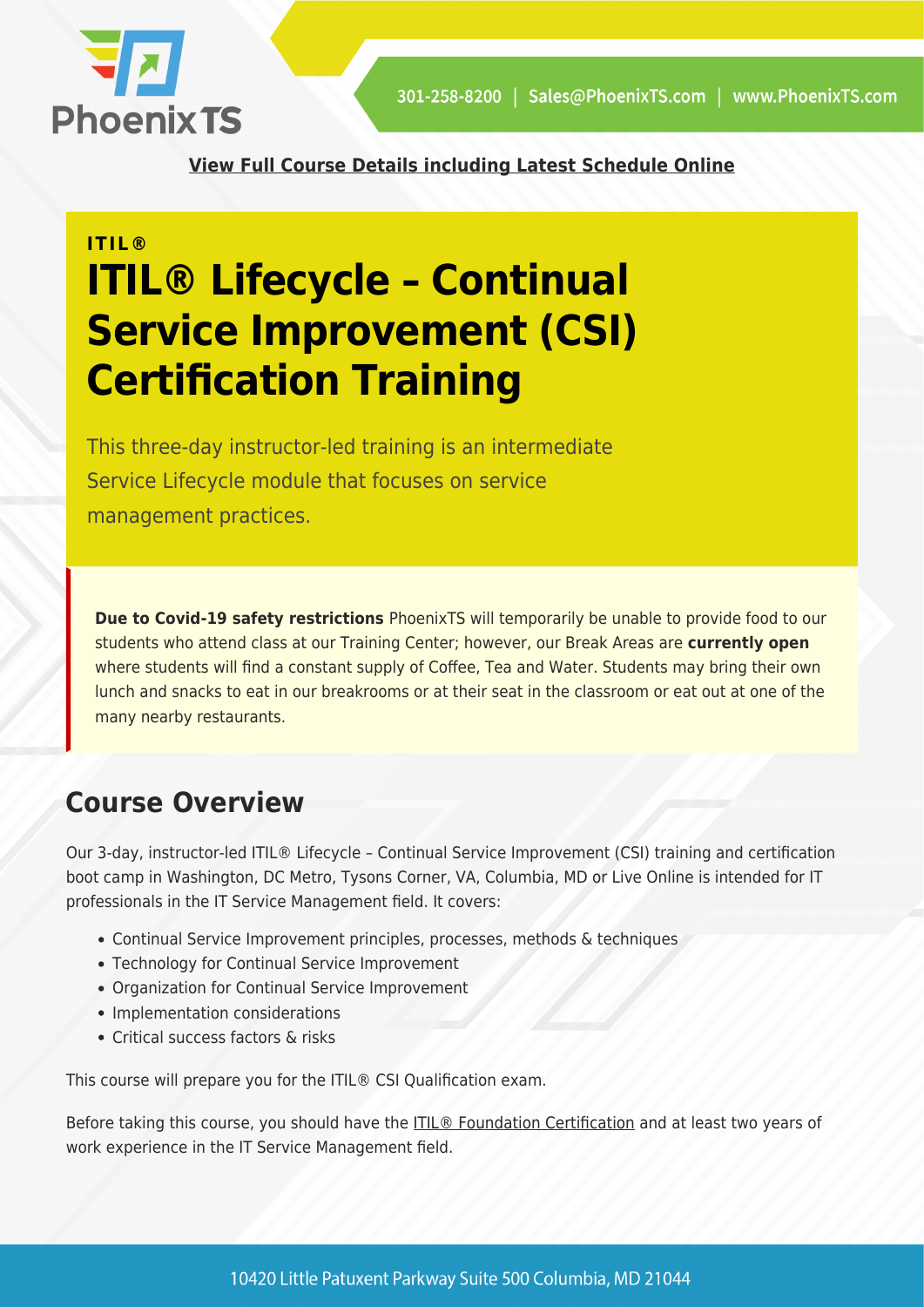**View Full Course Details including Latest Schedule Online**

ITIL®

# ITIL® Lifecycle – Continual Service Improvement (CSI) Certification Training

This three-day instructor-led training is an intermediate Service Lifecycle module that focuses on service management practices.

**Due to Covid-19 safety restrictions** PhoenixTS will temporarily be unable to provide food to our students who attend class at our Training Center; however, our Break Areas are **currently open** where students will find a constant supply of Coffee, Tea and Water. Students may bring their own lunch and snacks to eat in our breakrooms or at their seat in the classroom or eat out at one of the many nearby restaurants.

## Course Overview

Our 3-day, instructor-led ITIL® Lifecycle – Continual Service Improvement (CSI) training and certification boot camp in Washington, DC Metro, Tysons Corner, VA, Columbia, MD or Live Online is intended for IT professionals in the IT Service Management field. It covers:

- Continual Service Improvement principles, processes, methods & techniques
- Technology for Continual Service Improvement
- Organization for Continual Service Improvement
- Implementation considerations
- Critical success factors & risks

This course will prepare you for the ITIL® CSI Qualification exam.

Before taking this course, you should have the ITIL® Foundation Certification and at least two years of work experience in the IT Service Management field.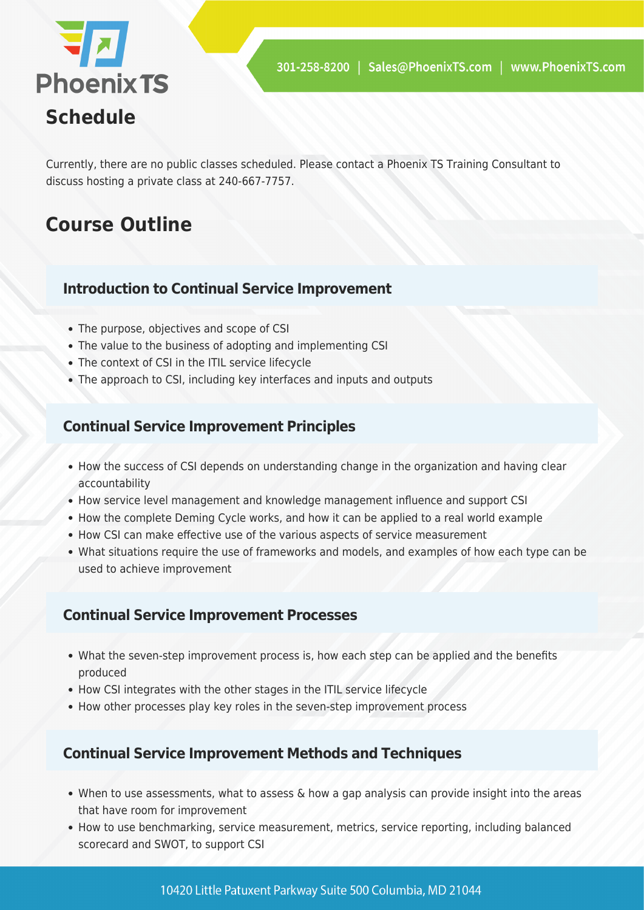## Schedule

Currently, there are no public classes scheduled. Please contact a Phoenix TS Training Consultant to discuss hosting a private class at 240-667-7757.

## Course Outline

### Introduction to Continual Service Improvement

- The purpose, objectives and scope of CSI
- The value to the business of adopting and implementing CSI
- The context of CSI in the ITIL service lifecycle
- The approach to CSI, including key interfaces and inputs and outputs

### Continual Service Improvement Principles

- How the success of CSI depends on understanding change in the organization and having clear accountability
- How service level management and knowledge management influence and support CSI
- How the complete Deming Cycle works, and how it can be applied to a real world example
- How CSI can make effective use of the various aspects of service measurement
- What situations require the use of frameworks and models, and examples of how each type can be used to achieve improvement

### Continual Service Improvement Processes

- What the seven-step improvement process is, how each step can be applied and the benefits produced
- How CSI integrates with the other stages in the ITIL service lifecycle
- How other processes play key roles in the seven-step improvement process

### Continual Service Improvement Methods and Techniques

- When to use assessments, what to assess & how a gap analysis can provide insight into the areas that have room for improvement
- How to use benchmarking, service measurement, metrics, service reporting, including balanced scorecard and SWOT, to support CSI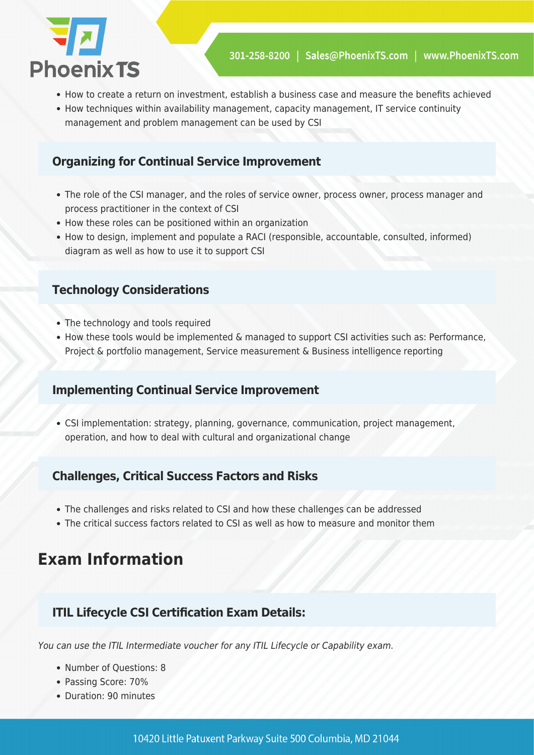- How to create a return on investment, establish a business case and measure the benefits achieved
- How techniques within availability management, capacity management, IT service continuity management and problem management can be used by CSI

### Organizing for Continual Service Improvement

- The role of the CSI manager, and the roles of service owner, process owner, process manager and process practitioner in the context of CSI
- How these roles can be positioned within an organization
- How to design, implement and populate a RACI (responsible, accountable, consulted, informed) diagram as well as how to use it to support CSI

### Technology Considerations

- The technology and tools required
- How these tools would be implemented & managed to support CSI activities such as: Performance, Project & portfolio management, Service measurement & Business intelligence reporting

### Implementing Continual Service Improvement

- CSI implementation: strategy, planning, governance, communication, project management, operation, and how to deal with cultural and organizational change

### Challenges, Critical Success Factors and Risks

- The challenges and risks related to CSI and how these challenges can be addressed
- The critical success factors related to CSI as well as how to measure and monitor them

## Exam Information

### ITIL Lifecycle CSI Certification Exam Details:

*You can use the ITIL Intermediate voucher for any ITIL Lifecycle or Capability exam.*

- Number of Questions: 8
- Passing Score: 70%
- Duration: 90 minutes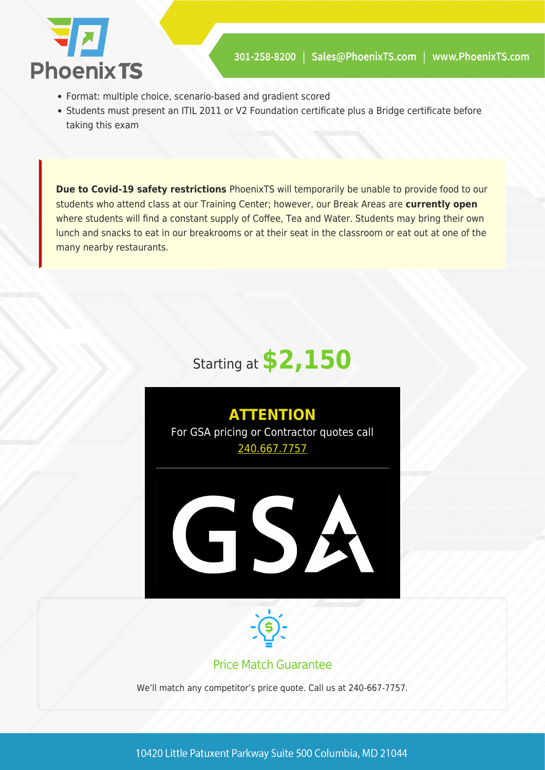- Format: multiple choice, scenario-based and gradient scored
- Students must present an ITIL 2011 or V2 Foundation certificate plus a Bridge certificate before taking this exam

**Due to Covid-19 safety restrictions** PhoenixTS will temporarily be unable to provide food to our students who attend class at our Training Center; however, our Break Areas are **currently open** where students will find a constant supply of Coffee, Tea and Water. Students may bring their own lunch and snacks to eat in our breakrooms or at their seat in the classroom or eat out at one of the many nearby restaurants.

Starting at **$2,150**

**ATTENTION**

For GSA pricing or Contractor quotes call 240.667.7757

GSA

## Price Match Guarantee

We'll match any competitor's price quote. Call us at 240-667-7757.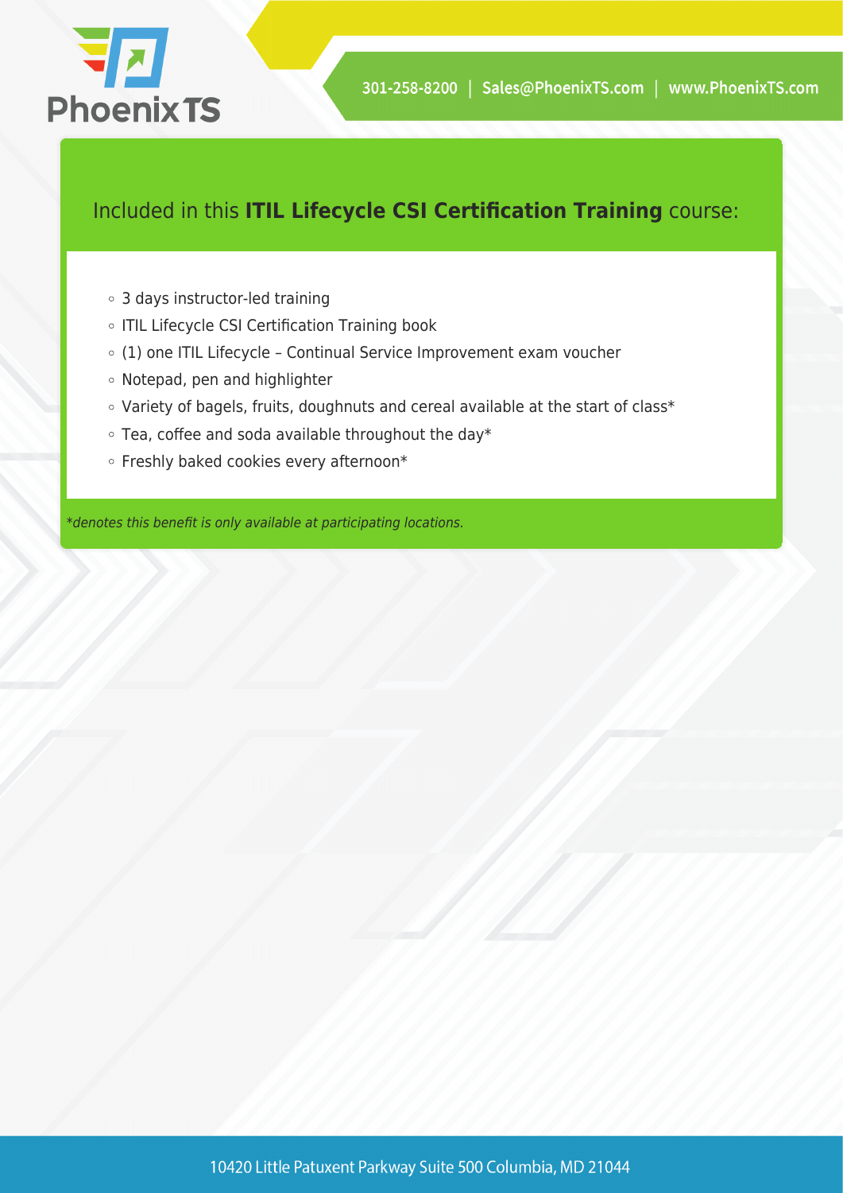## Included in this **ITIL Lifecycle CSI Certification Training** course:

- 3 days instructor-led training
- ITIL Lifecycle CSI Certification Training book
- (1) one ITIL Lifecycle – Continual Service Improvement exam voucher
- Notepad, pen and highlighter
- Variety of bagels, fruits, doughnuts and cereal available at the start of class*
- Tea, coffee and soda available throughout the day*
- Freshly baked cookies every afternoon*

*\*denotes this benefit is only available at participating locations.*